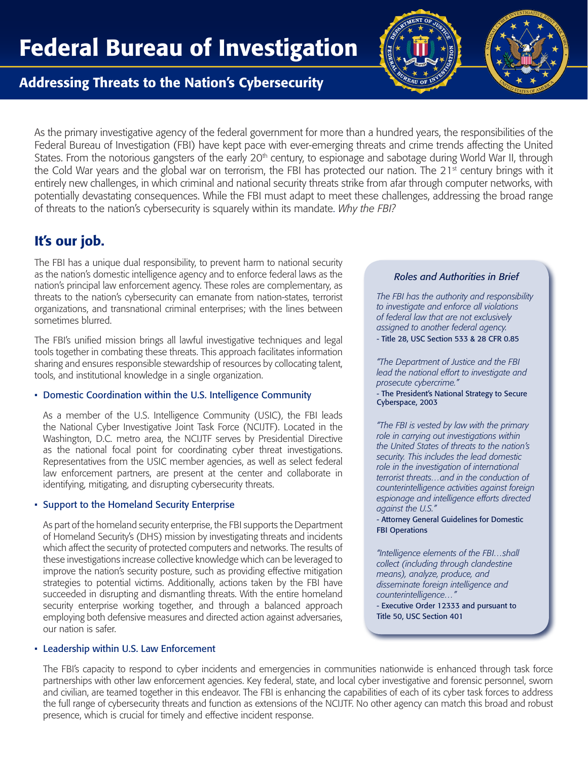# Federal Bureau of Investigation

## Addressing Threats to the Nation's Cybersecurity

As the primary investigative agency of the federal government for more than a hundred years, the responsibilities of the Federal Bureau of Investigation (FBI) have kept pace with ever-emerging threats and crime trends affecting the United States. From the notorious gangsters of the early 20th century, to espionage and sabotage during World War II, through the Cold War years and the global war on terrorism, the FBI has protected our nation. The 21st century brings with it entirely new challenges, in which criminal and national security threats strike from afar through computer networks, with potentially devastating consequences. While the FBI must adapt to meet these challenges, addressing the broad range of threats to the nation's cybersecurity is squarely within its mandate. *Why the FBI?*

## It's our job.

The FBI has a unique dual responsibility, to prevent harm to national security as the nation's domestic intelligence agency and to enforce federal laws as the nation's principal law enforcement agency. These roles are complementary, as threats to the nation's cybersecurity can emanate from nation-states, terrorist organizations, and transnational criminal enterprises; with the lines between sometimes blurred.

The FBI's unified mission brings all lawful investigative techniques and legal tools together in combating these threats. This approach facilitates information sharing and ensures responsible stewardship of resources by collocating talent, tools, and institutional knowledge in a single organization.

- **Domestic Coordination within the U.S. Intelligence Community**

  As a member of the U.S. Intelligence Community (USIC), the FBI leads the National Cyber Investigative Joint Task Force (NCIJTF). Located in the Washington, D.C. metro area, the NCIJTF serves by Presidential Directive as the national focal point for coordinating cyber threat investigations. Representatives from the USIC member agencies, as well as select federal law enforcement partners, are present at the center and collaborate in identifying, mitigating, and disrupting cybersecurity threats.

- **Support to the Homeland Security Enterprise**

  As part of the homeland security enterprise, the FBI supports the Department of Homeland Security's (DHS) mission by investigating threats and incidents which affect the security of protected computers and networks. The results of these investigations increase collective knowledge which can be leveraged to improve the nation's security posture, such as providing effective mitigation strategies to potential victims. Additionally, actions taken by the FBI have succeeded in disrupting and dismantling threats. With the entire homeland security enterprise working together, and through a balanced approach employing both defensive measures and directed action against adversaries, our nation is safer.

- **Leadership within U.S. Law Enforcement**

  The FBI's capacity to respond to cyber incidents and emergencies in communities nationwide is enhanced through task force partnerships with other law enforcement agencies. Key federal, state, and local cyber investigative and forensic personnel, sworn and civilian, are teamed together in this endeavor. The FBI is enhancing the capabilities of each of its cyber task forces to address the full range of cybersecurity threats and function as extensions of the NCIJTF. No other agency can match this broad and robust presence, which is crucial for timely and effective incident response.

### *Roles and Authorities in Brief*

*The FBI has the authority and responsibility to investigate and enforce all violations of federal law that are not exclusively assigned to another federal agency.*
- Title 28, USC Section 533 & 28 CFR 0.85

*"The Department of Justice and the FBI lead the national effort to investigate and prosecute cybercrime."*
- The President's National Strategy to Secure Cyberspace, 2003

*"The FBI is vested by law with the primary role in carrying out investigations within the United States of threats to the nation's security. This includes the lead domestic role in the investigation of international terrorist threats…and in the conduction of counterintelligence activities against foreign espionage and intelligence efforts directed against the U.S."*
- Attorney General Guidelines for Domestic FBI Operations

*"Intelligence elements of the FBI…shall collect (including through clandestine means), analyze, produce, and disseminate foreign intelligence and counterintelligence…"*
- Executive Order 12333 and pursuant to Title 50, USC Section 401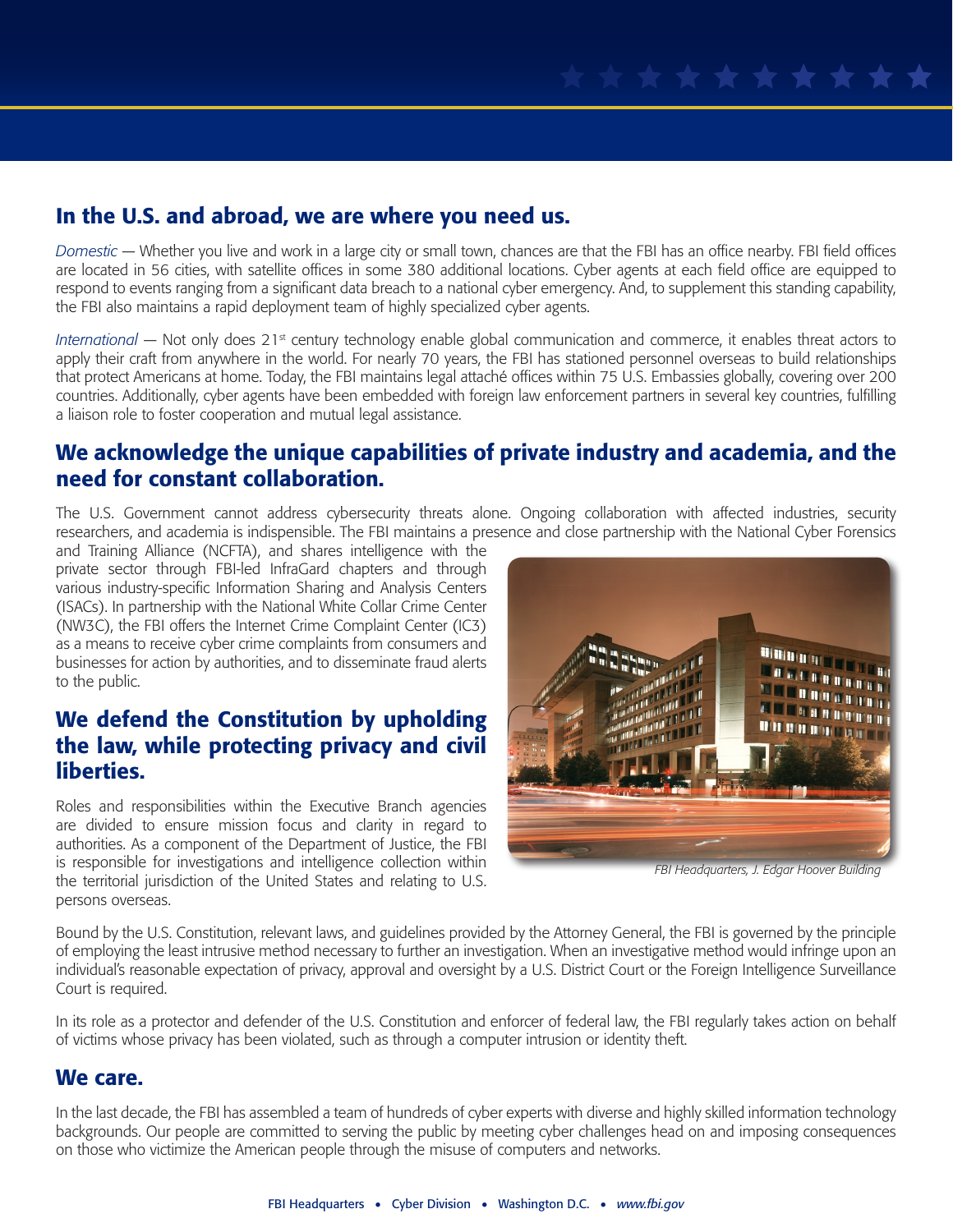## In the U.S. and abroad, we are where you need us.

*Domestic* — Whether you live and work in a large city or small town, chances are that the FBI has an office nearby. FBI field offices are located in 56 cities, with satellite offices in some 380 additional locations. Cyber agents at each field office are equipped to respond to events ranging from a significant data breach to a national cyber emergency. And, to supplement this standing capability, the FBI also maintains a rapid deployment team of highly specialized cyber agents.

*International* — Not only does 21st century technology enable global communication and commerce, it enables threat actors to apply their craft from anywhere in the world. For nearly 70 years, the FBI has stationed personnel overseas to build relationships that protect Americans at home. Today, the FBI maintains legal attaché offices within 75 U.S. Embassies globally, covering over 200 countries. Additionally, cyber agents have been embedded with foreign law enforcement partners in several key countries, fulfilling a liaison role to foster cooperation and mutual legal assistance.

## We acknowledge the unique capabilities of private industry and academia, and the need for constant collaboration.

The U.S. Government cannot address cybersecurity threats alone. Ongoing collaboration with affected industries, security researchers, and academia is indispensable. The FBI maintains a presence and close partnership with the National Cyber Forensics and Training Alliance (NCFTA), and shares intelligence with the private sector through FBI-led InfraGard chapters and through various industry-specific Information Sharing and Analysis Centers (ISACs). In partnership with the National White Collar Crime Center (NW3C), the FBI offers the Internet Crime Complaint Center (IC3) as a means to receive cyber crime complaints from consumers and businesses for action by authorities, and to disseminate fraud alerts to the public.

## We defend the Constitution by upholding the law, while protecting privacy and civil liberties.

Roles and responsibilities within the Executive Branch agencies are divided to ensure mission focus and clarity in regard to authorities. As a component of the Department of Justice, the FBI is responsible for investigations and intelligence collection within the territorial jurisdiction of the United States and relating to U.S. persons overseas.

*FBI Headquarters, J. Edgar Hoover Building*

Bound by the U.S. Constitution, relevant laws, and guidelines provided by the Attorney General, the FBI is governed by the principle of employing the least intrusive method necessary to further an investigation. When an investigative method would infringe upon an individual's reasonable expectation of privacy, approval and oversight by a U.S. District Court or the Foreign Intelligence Surveillance Court is required.

In its role as a protector and defender of the U.S. Constitution and enforcer of federal law, the FBI regularly takes action on behalf of victims whose privacy has been violated, such as through a computer intrusion or identity theft.

## We care.

In the last decade, the FBI has assembled a team of hundreds of cyber experts with diverse and highly skilled information technology backgrounds. Our people are committed to serving the public by meeting cyber challenges head on and imposing consequences on those who victimize the American people through the misuse of computers and networks.

FBI Headquarters • Cyber Division • Washington D.C. • *www.fbi.gov*